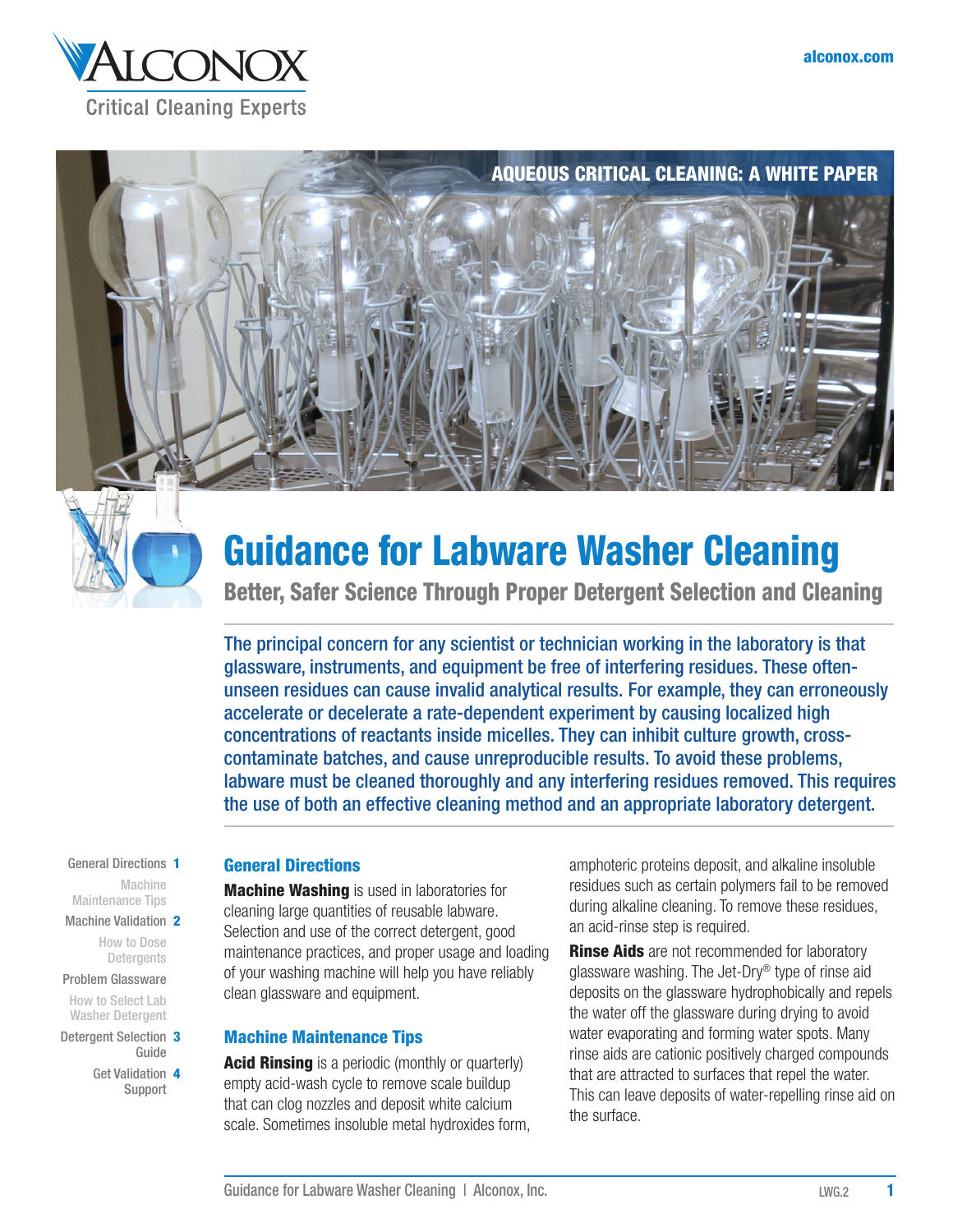AQUEOUS CRITICAL CLEANING: A WHITE PAPER

# Guidance for Labware Washer Cleaning

## Better, Safer Science Through Proper Detergent Selection and Cleaning

The principal concern for any scientist or technician working in the laboratory is that glassware, instruments, and equipment be free of interfering residues. These often-unseen residues can cause invalid analytical results. For example, they can erroneously accelerate or decelerate a rate-dependent experiment by causing localized high concentrations of reactants inside micelles. They can inhibit culture growth, cross-contaminate batches, and cause unreproducible results. To avoid these problems, labware must be cleaned thoroughly and any interfering residues removed. This requires the use of both an effective cleaning method and an appropriate laboratory detergent.

- General Directions 1
- Machine Maintenance Tips
- Machine Validation 2
- How to Dose Detergents
- Problem Glassware
- How to Select Lab Washer Detergent
- Detergent Selection Guide 3
- Get Validation Support 4

### General Directions

**Machine Washing** is used in laboratories for cleaning large quantities of reusable labware. Selection and use of the correct detergent, good maintenance practices, and proper usage and loading of your washing machine will help you have reliably clean glassware and equipment.

### Machine Maintenance Tips

**Acid Rinsing** is a periodic (monthly or quarterly) empty acid-wash cycle to remove scale buildup that can clog nozzles and deposit white calcium scale. Sometimes insoluble metal hydroxides form, amphoteric proteins deposit, and alkaline insoluble residues such as certain polymers fail to be removed during alkaline cleaning. To remove these residues, an acid-rinse step is required.

**Rinse Aids** are not recommended for laboratory glassware washing. The Jet-Dry® type of rinse aid deposits on the glassware hydrophobically and repels the water off the glassware during drying to avoid water evaporating and forming water spots. Many rinse aids are cationic positively charged compounds that are attracted to surfaces that repel the water. This can leave deposits of water-repelling rinse aid on the surface.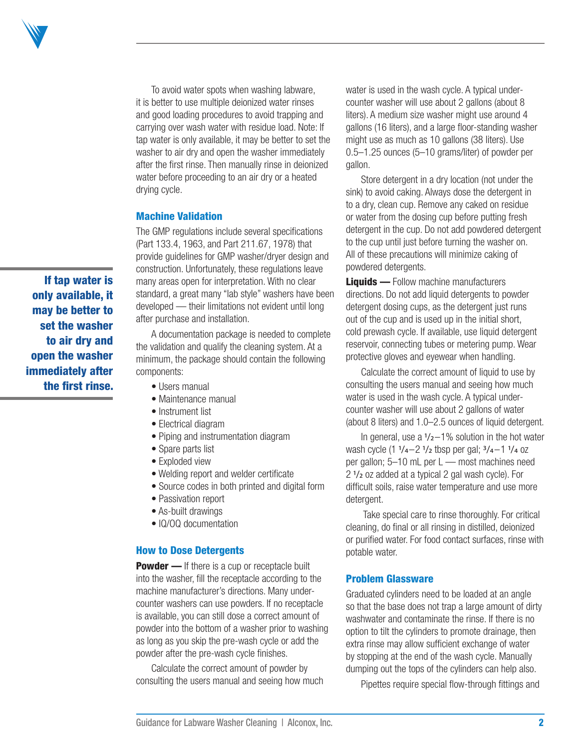To avoid water spots when washing labware, it is better to use multiple deionized water rinses and good loading procedures to avoid trapping and carrying over wash water with residue load. Note: If tap water is only available, it may be better to set the washer to air dry and open the washer immediately after the first rinse. Then manually rinse in deionized water before proceeding to an air dry or a heated drying cycle.

**If tap water is only available, it may be better to set the washer to air dry and open the washer immediately after the first rinse.**

## Machine Validation

The GMP regulations include several specifications (Part 133.4, 1963, and Part 211.67, 1978) that provide guidelines for GMP washer/dryer design and construction. Unfortunately, these regulations leave many areas open for interpretation. With no clear standard, a great many "lab style" washers have been developed — their limitations not evident until long after purchase and installation.

A documentation package is needed to complete the validation and qualify the cleaning system. At a minimum, the package should contain the following components:

- Users manual
- Maintenance manual
- Instrument list
- Electrical diagram
- Piping and instrumentation diagram
- Spare parts list
- Exploded view
- Welding report and welder certificate
- Source codes in both printed and digital form
- Passivation report
- As-built drawings
- IQ/OQ documentation

## How to Dose Detergents

**Powder —** If there is a cup or receptacle built into the washer, fill the receptacle according to the machine manufacturer's directions. Many under-counter washers can use powders. If no receptacle is available, you can still dose a correct amount of powder into the bottom of a washer prior to washing as long as you skip the pre-wash cycle or add the powder after the pre-wash cycle finishes.

Calculate the correct amount of powder by consulting the users manual and seeing how much water is used in the wash cycle. A typical under-counter washer will use about 2 gallons (about 8 liters). A medium size washer might use around 4 gallons (16 liters), and a large floor-standing washer might use as much as 10 gallons (38 liters). Use 0.5–1.25 ounces (5–10 grams/liter) of powder per gallon.

Store detergent in a dry location (not under the sink) to avoid caking. Always dose the detergent in to a dry, clean cup. Remove any caked on residue or water from the dosing cup before putting fresh detergent in the cup. Do not add powdered detergent to the cup until just before turning the washer on. All of these precautions will minimize caking of powdered detergents.

**Liquids —** Follow machine manufacturers directions. Do not add liquid detergents to powder detergent dosing cups, as the detergent just runs out of the cup and is used up in the initial short, cold prewash cycle. If available, use liquid detergent reservoir, connecting tubes or metering pump. Wear protective gloves and eyewear when handling.

Calculate the correct amount of liquid to use by consulting the users manual and seeing how much water is used in the wash cycle. A typical under-counter washer will use about 2 gallons of water (about 8 liters) and 1.0–2.5 ounces of liquid detergent.

In general, use a ½–1% solution in the hot water wash cycle (1 ¼–2 ½ tbsp per gal; ¾–1 ¼ oz per gallon; 5–10 mL per L — most machines need 2 ½ oz added at a typical 2 gal wash cycle). For difficult soils, raise water temperature and use more detergent.

Take special care to rinse thoroughly. For critical cleaning, do final or all rinsing in distilled, deionized or purified water. For food contact surfaces, rinse with potable water.

## Problem Glassware

Graduated cylinders need to be loaded at an angle so that the base does not trap a large amount of dirty washwater and contaminate the rinse. If there is no option to tilt the cylinders to promote drainage, then extra rinse may allow sufficient exchange of water by stopping at the end of the wash cycle. Manually dumping out the tops of the cylinders can help also.

Pipettes require special flow-through fittings and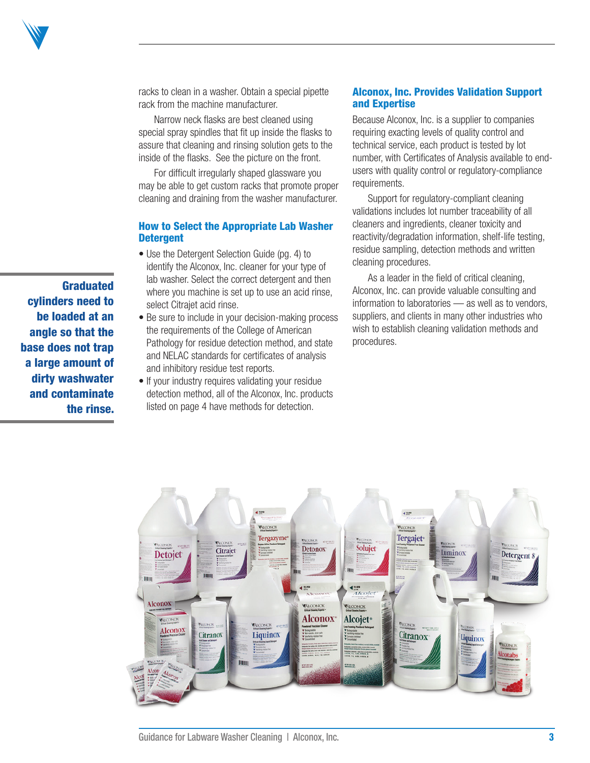racks to clean in a washer. Obtain a special pipette rack from the machine manufacturer.

Narrow neck flasks are best cleaned using special spray spindles that fit up inside the flasks to assure that cleaning and rinsing solution gets to the inside of the flasks. See the picture on the front.

For difficult irregularly shaped glassware you may be able to get custom racks that promote proper cleaning and draining from the washer manufacturer.

**Graduated cylinders need to be loaded at an angle so that the base does not trap a large amount of dirty washwater and contaminate the rinse.**

## How to Select the Appropriate Lab Washer Detergent

- Use the Detergent Selection Guide (pg. 4) to identify the Alconox, Inc. cleaner for your type of lab washer. Select the correct detergent and then where you machine is set up to use an acid rinse, select Citrajet acid rinse.
- Be sure to include in your decision-making process the requirements of the College of American Pathology for residue detection method, and state and NELAC standards for certificates of analysis and inhibitory residue test reports.
- If your industry requires validating your residue detection method, all of the Alconox, Inc. products listed on page 4 have methods for detection.

## Alconox, Inc. Provides Validation Support and Expertise

Because Alconox, Inc. is a supplier to companies requiring exacting levels of quality control and technical service, each product is tested by lot number, with Certificates of Analysis available to end-users with quality control or regulatory-compliance requirements.

Support for regulatory-compliant cleaning validations includes lot number traceability of all cleaners and ingredients, cleaner toxicity and reactivity/degradation information, shelf-life testing, residue sampling, detection methods and written cleaning procedures.

As a leader in the field of critical cleaning, Alconox, Inc. can provide valuable consulting and information to laboratories — as well as to vendors, suppliers, and clients in many other industries who wish to establish cleaning validation methods and procedures.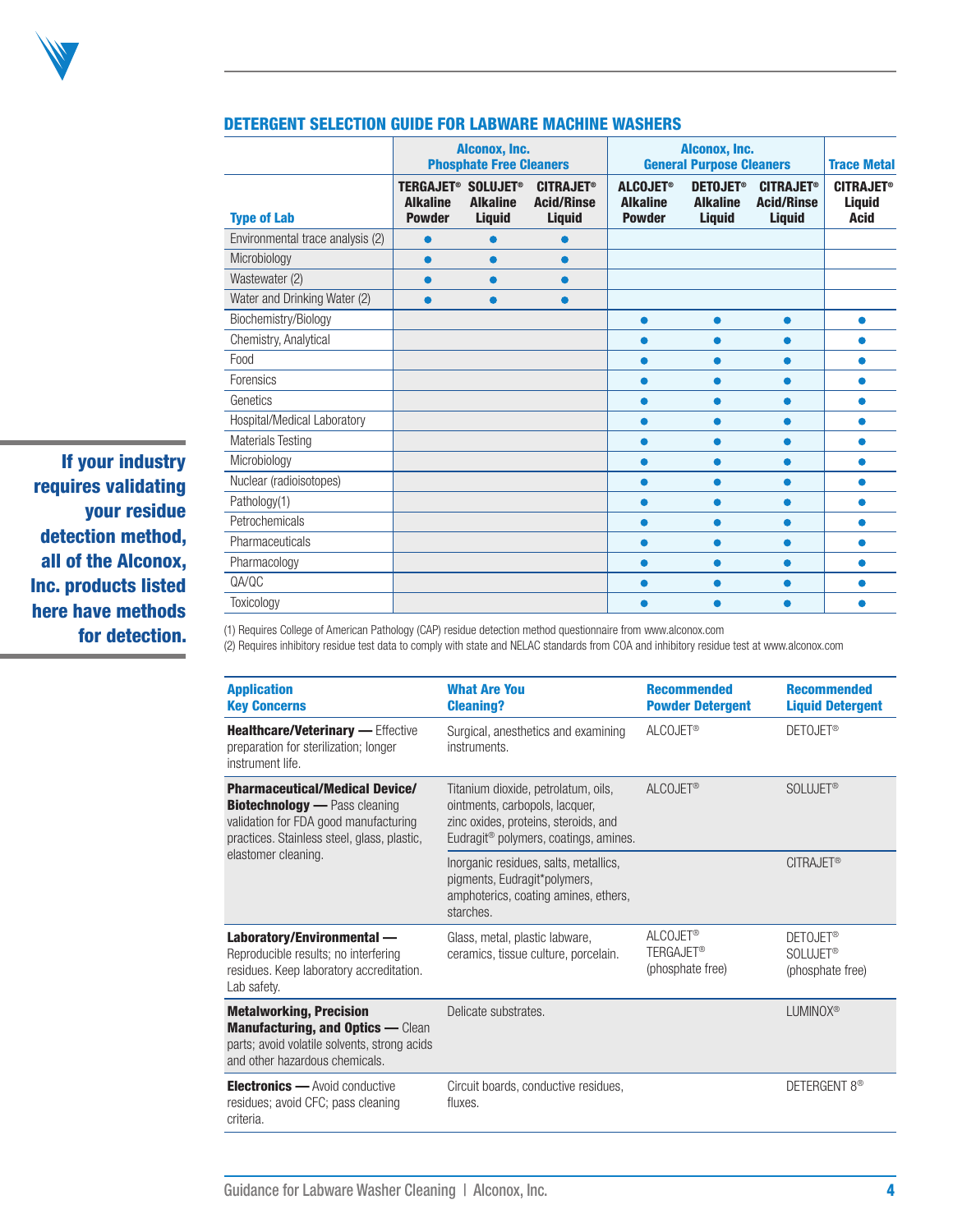## DETERGENT SELECTION GUIDE FOR LABWARE MACHINE WASHERS

| | Alconox, Inc. Phosphate Free Cleaners | | | Alconox, Inc. General Purpose Cleaners | | | Trace Metal |
|---|---|---|---|---|---|---|---|
| **Type of Lab** | **TERGAJET® Alkaline Powder** | **SOLUJET® Alkaline Liquid** | **CITRAJET® Acid/Rinse Liquid** | **ALCOJET® Alkaline Powder** | **DETOJET® Alkaline Liquid** | **CITRAJET® Acid/Rinse Liquid** | **CITRAJET® Liquid Acid** |
| Environmental trace analysis (2) | ● | ● | ● | | | | |
| Microbiology | ● | ● | ● | | | | |
| Wastewater (2) | ● | ● | ● | | | | |
| Water and Drinking Water (2) | ● | ● | ● | | | | |
| Biochemistry/Biology | | | | ● | ● | ● | ● |
| Chemistry, Analytical | | | | ● | ● | ● | ● |
| Food | | | | ● | ● | ● | ● |
| Forensics | | | | ● | ● | ● | ● |
| Genetics | | | | ● | ● | ● | ● |
| Hospital/Medical Laboratory | | | | ● | ● | ● | ● |
| Materials Testing | | | | ● | ● | ● | ● |
| Microbiology | | | | ● | ● | ● | ● |
| Nuclear (radioisotopes) | | | | ● | ● | ● | ● |
| Pathology(1) | | | | ● | ● | ● | ● |
| Petrochemicals | | | | ● | ● | ● | ● |
| Pharmaceuticals | | | | ● | ● | ● | ● |
| Pharmacology | | | | ● | ● | ● | ● |
| QA/QC | | | | ● | ● | ● | ● |
| Toxicology | | | | ● | ● | ● | ● |

(1) Requires College of American Pathology (CAP) residue detection method questionnaire from www.alconox.com

(2) Requires inhibitory residue test data to comply with state and NELAC standards from COA and inhibitory residue test at www.alconox.com

**If your industry requires validating your residue detection method, all of the Alconox, Inc. products listed here have methods for detection.**

| Application Key Concerns | What Are You Cleaning? | Recommended Powder Detergent | Recommended Liquid Detergent |
|---|---|---|---|
| **Healthcare/Veterinary —** Effective preparation for sterilization; longer instrument life. | Surgical, anesthetics and examining instruments. | ALCOJET® | DETOJET® |
| **Pharmaceutical/Medical Device/ Biotechnology —** Pass cleaning validation for FDA good manufacturing practices. Stainless steel, glass, plastic, elastomer cleaning. | Titanium dioxide, petrolatum, oils, ointments, carbopols, lacquer, zinc oxides, proteins, steroids, and Eudragit® polymers, coatings, amines. | ALCOJET® | SOLUJET® |
| | Inorganic residues, salts, metallics, pigments, Eudragit*polymers, amphoterics, coating amines, ethers, starches. | | CITRAJET® |
| **Laboratory/Environmental —** Reproducible results; no interfering residues. Keep laboratory accreditation. Lab safety. | Glass, metal, plastic labware, ceramics, tissue culture, porcelain. | ALCOJET® TERGAJET® (phosphate free) | DETOJET® SOLUJET® (phosphate free) |
| **Metalworking, Precision Manufacturing, and Optics —** Clean parts; avoid volatile solvents, strong acids and other hazardous chemicals. | Delicate substrates. | | LUMINOX® |
| **Electronics —** Avoid conductive residues; avoid CFC; pass cleaning criteria. | Circuit boards, conductive residues, fluxes. | | DETERGENT 8® |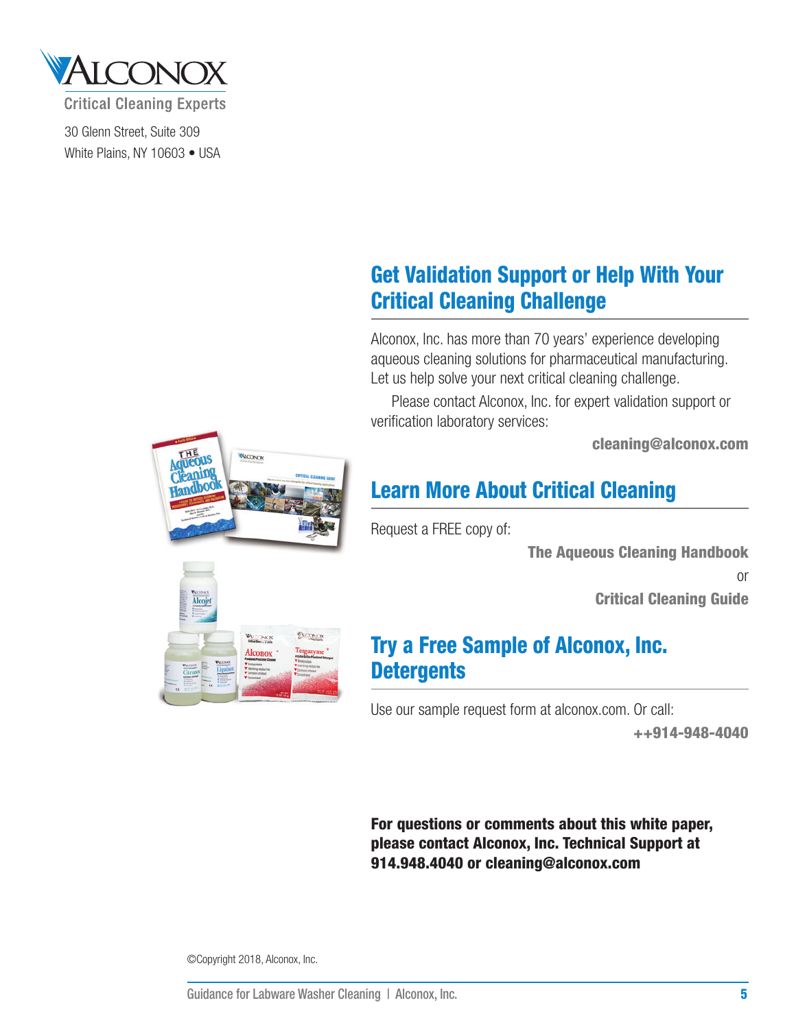ALCONOX

Critical Cleaning Experts

30 Glenn Street, Suite 309
White Plains, NY 10603 • USA

## Get Validation Support or Help With Your Critical Cleaning Challenge

Alconox, Inc. has more than 70 years' experience developing aqueous cleaning solutions for pharmaceutical manufacturing. Let us help solve your next critical cleaning challenge.

Please contact Alconox, Inc. for expert validation support or verification laboratory services:

**cleaning@alconox.com**

## Learn More About Critical Cleaning

Request a FREE copy of:

**The Aqueous Cleaning Handbook**

or

**Critical Cleaning Guide**

## Try a Free Sample of Alconox, Inc. Detergents

Use our sample request form at alconox.com. Or call:

**++914-948-4040**

**For questions or comments about this white paper, please contact Alconox, Inc. Technical Support at 914.948.4040 or cleaning@alconox.com**

©Copyright 2018, Alconox, Inc.